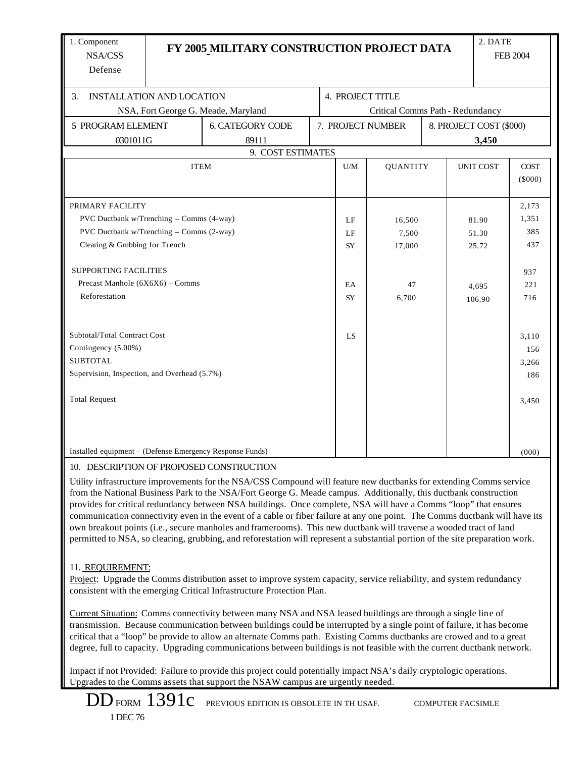| 1. Component NSA/CSS Defense | FY 2005 MILITARY CONSTRUCTION PROJECT DATA | 2. DATE FEB 2004 |
|---|---|---|

| 3. INSTALLATION AND LOCATION | 4. PROJECT TITLE |
|---|---|
| NSA, Fort George G. Meade, Maryland | Critical Comms Path - Redundancy |

| 5 PROGRAM ELEMENT | 6. CATEGORY CODE | 7. PROJECT NUMBER | 8. PROJECT COST ($000) |
|---|---|---|---|
| 0301011G | 89111 | | **3,450** |

**9. COST ESTIMATES**

| ITEM | U/M | QUANTITY | UNIT COST | COST ($000) |
|---|---|---|---|---|
| PRIMARY FACILITY | | | | 2,173 |
| PVC Ductbank w/Trenching – Comms (4-way) | LF | 16,500 | 81.90 | 1,351 |
| PVC Ductbank w/Trenching – Comms (2-way) | LF | 7,500 | 51.30 | 385 |
| Clearing & Grubbing for Trench | SY | 17,000 | 25.72 | 437 |
| SUPPORTING FACILITIES | | | | 937 |
| Precast Manhole (6X6X6) – Comms | EA | 47 | 4,695 | 221 |
| Reforestation | SY | 6,700 | 106.90 | 716 |
| Subtotal/Total Contract Cost | LS | | | 3,110 |
| Contingency (5.00%) | | | | 156 |
| SUBTOTAL | | | | 3,266 |
| Supervision, Inspection, and Overhead (5.7%) | | | | 186 |
| Total Request | | | | 3,450 |
| Installed equipment – (Defense Emergency Response Funds) | | | | (000) |

10. DESCRIPTION OF PROPOSED CONSTRUCTION

Utility infrastructure improvements for the NSA/CSS Compound will feature new ductbanks for extending Comms service from the National Business Park to the NSA/Fort George G. Meade campus. Additionally, this ductbank construction provides for critical redundancy between NSA buildings. Once complete, NSA will have a Comms "loop" that ensures communication connectivity even in the event of a cable or fiber failure at any one point. The Comms ductbank will have its own breakout points (i.e., secure manholes and framerooms). This new ductbank will traverse a wooded tract of land permitted to NSA, so clearing, grubbing, and reforestation will represent a substantial portion of the site preparation work.

11. REQUIREMENT:

Project: Upgrade the Comms distribution asset to improve system capacity, service reliability, and system redundancy consistent with the emerging Critical Infrastructure Protection Plan.

Current Situation: Comms connectivity between many NSA and NSA leased buildings are through a single line of transmission. Because communication between buildings could be interrupted by a single point of failure, it has become critical that a "loop" be provide to allow an alternate Comms path. Existing Comms ductbanks are crowed and to a great degree, full to capacity. Upgrading communications between buildings is not feasible with the current ductbank network.

Impact if not Provided: Failure to provide this project could potentially impact NSA's daily cryptologic operations. Upgrades to the Comms assets that support the NSAW campus are urgently needed.

DD FORM 1391c PREVIOUS EDITION IS OBSOLETE IN TH USAF. COMPUTER FACSIMLE
1 DEC 76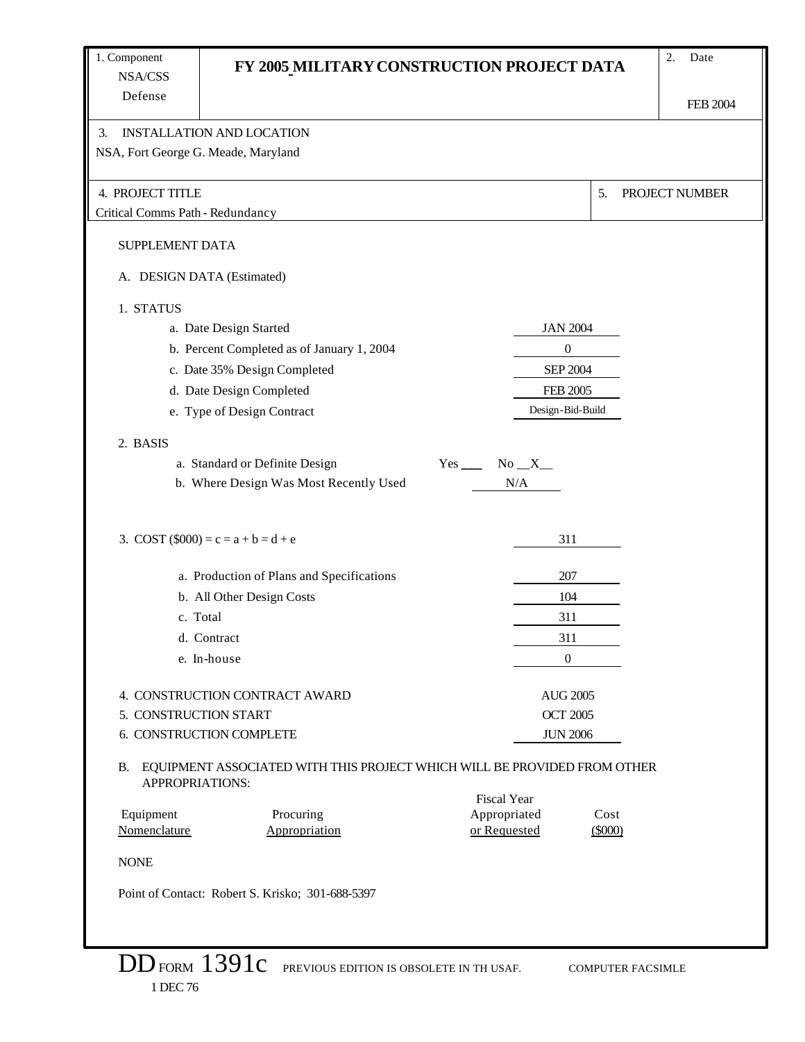| 1. Component NSA/CSS Defense | FY 2005 MILITARY CONSTRUCTION PROJECT DATA | 2. Date FEB 2004 |
|---|---|---|

3. INSTALLATION AND LOCATION
NSA, Fort George G. Meade, Maryland

| 4. PROJECT TITLE | 5. PROJECT NUMBER |
|---|---|
| Critical Comms Path - Redundancy | |

SUPPLEMENT DATA

A. DESIGN DATA (Estimated)

1. STATUS

| | |
|---|---|
| a. Date Design Started | JAN 2004 |
| b. Percent Completed as of January 1, 2004 | 0 |
| c. Date 35% Design Completed | SEP 2004 |
| d. Date Design Completed | FEB 2005 |
| e. Type of Design Contract | Design-Bid-Build |

2. BASIS

a. Standard or Definite Design Yes ___ No \_\_X\_\_

b. Where Design Was Most Recently Used N/A

3. COST ($000) = c = a + b = d + e 311

| | |
|---|---|
| a. Production of Plans and Specifications | 207 |
| b. All Other Design Costs | 104 |
| c. Total | 311 |
| d. Contract | 311 |
| e. In-house | 0 |

| | |
|---|---|
| 4. CONSTRUCTION CONTRACT AWARD | AUG 2005 |
| 5. CONSTRUCTION START | OCT 2005 |
| 6. CONSTRUCTION COMPLETE | JUN 2006 |

B. EQUIPMENT ASSOCIATED WITH THIS PROJECT WHICH WILL BE PROVIDED FROM OTHER APPROPRIATIONS:

| Equipment Nomenclature | Procuring Appropriation | Fiscal Year Appropriated or Requested | Cost ($000) |
|---|---|---|---|
| NONE | | | |

Point of Contact: Robert S. Krisko; 301-688-5397

DD FORM 1391c 1 DEC 76 PREVIOUS EDITION IS OBSOLETE IN TH USAF. COMPUTER FACSIMLE